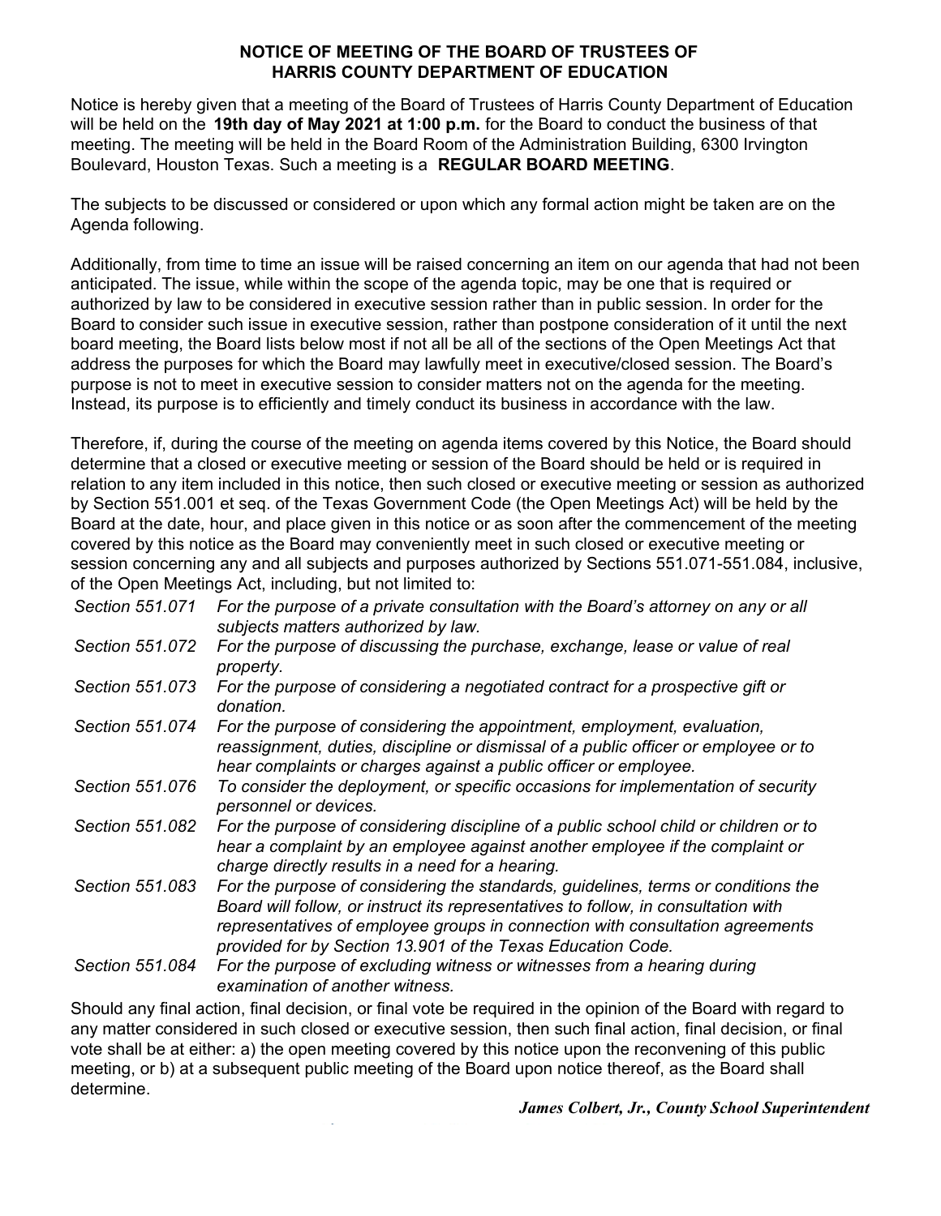**NOTICE OF MEETING OF THE BOARD OF TRUSTEES OF HARRIS COUNTY DEPARTMENT OF EDUCATION**

Notice is hereby given that a meeting of the Board of Trustees of Harris County Department of Education will be held on the **19th day of May 2021 at 1:00 p.m.** for the Board to conduct the business of that meeting. The meeting will be held in the Board Room of the Administration Building, 6300 Irvington Boulevard, Houston Texas. Such a meeting is a **REGULAR BOARD MEETING**.

The subjects to be discussed or considered or upon which any formal action might be taken are on the Agenda following.

Additionally, from time to time an issue will be raised concerning an item on our agenda that had not been anticipated. The issue, while within the scope of the agenda topic, may be one that is required or authorized by law to be considered in executive session rather than in public session. In order for the Board to consider such issue in executive session, rather than postpone consideration of it until the next board meeting, the Board lists below most if not all be all of the sections of the Open Meetings Act that address the purposes for which the Board may lawfully meet in executive/closed session. The Board's purpose is not to meet in executive session to consider matters not on the agenda for the meeting. Instead, its purpose is to efficiently and timely conduct its business in accordance with the law.

Therefore, if, during the course of the meeting on agenda items covered by this Notice, the Board should determine that a closed or executive meeting or session of the Board should be held or is required in relation to any item included in this notice, then such closed or executive meeting or session as authorized by Section 551.001 et seq. of the Texas Government Code (the Open Meetings Act) will be held by the Board at the date, hour, and place given in this notice or as soon after the commencement of the meeting covered by this notice as the Board may conveniently meet in such closed or executive meeting or session concerning any and all subjects and purposes authorized by Sections 551.071-551.084, inclusive, of the Open Meetings Act, including, but not limited to:

*Section 551.071* *For the purpose of a private consultation with the Board's attorney on any or all subjects matters authorized by law.*

*Section 551.072* *For the purpose of discussing the purchase, exchange, lease or value of real property.*

*Section 551.073* *For the purpose of considering a negotiated contract for a prospective gift or donation.*

*Section 551.074* *For the purpose of considering the appointment, employment, evaluation, reassignment, duties, discipline or dismissal of a public officer or employee or to hear complaints or charges against a public officer or employee.*

*Section 551.076* *To consider the deployment, or specific occasions for implementation of security personnel or devices.*

*Section 551.082* *For the purpose of considering discipline of a public school child or children or to hear a complaint by an employee against another employee if the complaint or charge directly results in a need for a hearing.*

*Section 551.083* *For the purpose of considering the standards, guidelines, terms or conditions the Board will follow, or instruct its representatives to follow, in consultation with representatives of employee groups in connection with consultation agreements provided for by Section 13.901 of the Texas Education Code.*

*Section 551.084* *For the purpose of excluding witness or witnesses from a hearing during examination of another witness.*

Should any final action, final decision, or final vote be required in the opinion of the Board with regard to any matter considered in such closed or executive session, then such final action, final decision, or final vote shall be at either: a) the open meeting covered by this notice upon the reconvening of this public meeting, or b) at a subsequent public meeting of the Board upon notice thereof, as the Board shall determine.

***James Colbert, Jr., County School Superintendent***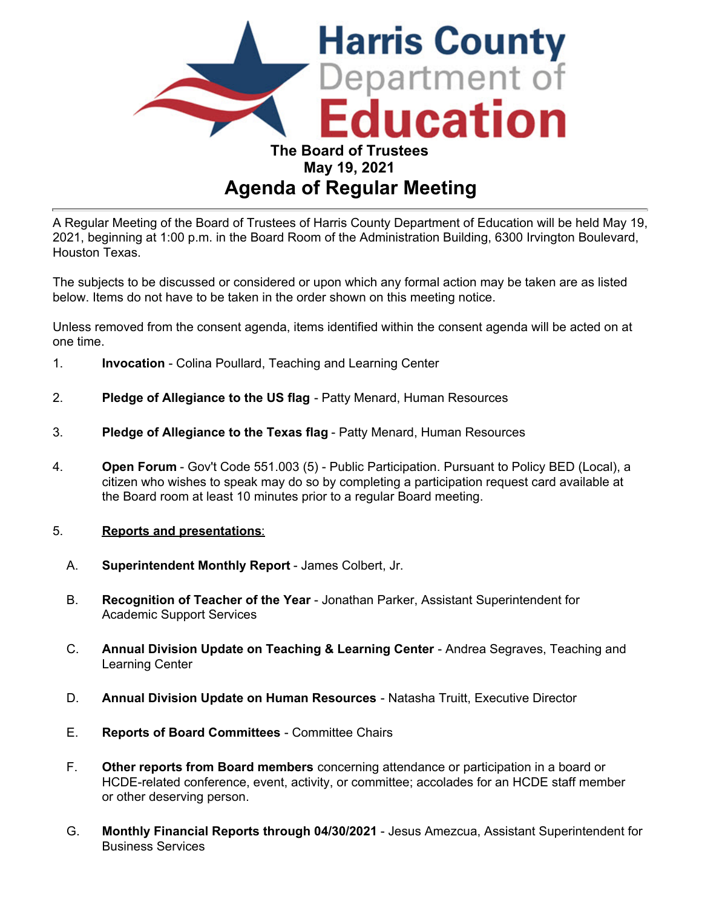# Harris County Department of Education

**The Board of Trustees**
**May 19, 2021**

## Agenda of Regular Meeting

A Regular Meeting of the Board of Trustees of Harris County Department of Education will be held May 19, 2021, beginning at 1:00 p.m. in the Board Room of the Administration Building, 6300 Irvington Boulevard, Houston Texas.

The subjects to be discussed or considered or upon which any formal action may be taken are as listed below. Items do not have to be taken in the order shown on this meeting notice.

Unless removed from the consent agenda, items identified within the consent agenda will be acted on at one time.

1. **Invocation** - Colina Poullard, Teaching and Learning Center

2. **Pledge of Allegiance to the US flag** - Patty Menard, Human Resources

3. **Pledge of Allegiance to the Texas flag** - Patty Menard, Human Resources

4. **Open Forum** - Gov't Code 551.003 (5) - Public Participation. Pursuant to Policy BED (Local), a citizen who wishes to speak may do so by completing a participation request card available at the Board room at least 10 minutes prior to a regular Board meeting.

5. **Reports and presentations**:

   A. **Superintendent Monthly Report** - James Colbert, Jr.

   B. **Recognition of Teacher of the Year** - Jonathan Parker, Assistant Superintendent for Academic Support Services

   C. **Annual Division Update on Teaching & Learning Center** - Andrea Segraves, Teaching and Learning Center

   D. **Annual Division Update on Human Resources** - Natasha Truitt, Executive Director

   E. **Reports of Board Committees** - Committee Chairs

   F. **Other reports from Board members** concerning attendance or participation in a board or HCDE-related conference, event, activity, or committee; accolades for an HCDE staff member or other deserving person.

   G. **Monthly Financial Reports through 04/30/2021** - Jesus Amezcua, Assistant Superintendent for Business Services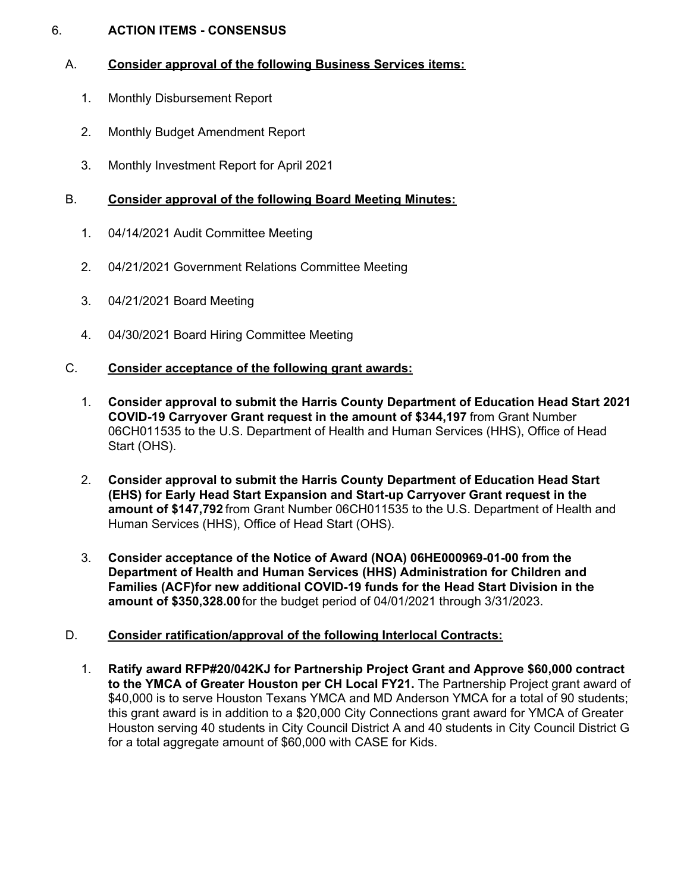6. **ACTION ITEMS - CONSENSUS**

A. **<u>Consider approval of the following Business Services items:</u>**

1. Monthly Disbursement Report

2. Monthly Budget Amendment Report

3. Monthly Investment Report for April 2021

B. **<u>Consider approval of the following Board Meeting Minutes:</u>**

1. 04/14/2021 Audit Committee Meeting

2. 04/21/2021 Government Relations Committee Meeting

3. 04/21/2021 Board Meeting

4. 04/30/2021 Board Hiring Committee Meeting

C. **<u>Consider acceptance of the following grant awards:</u>**

1. **Consider approval to submit the Harris County Department of Education Head Start 2021 COVID-19 Carryover Grant request in the amount of $344,197** from Grant Number 06CH011535 to the U.S. Department of Health and Human Services (HHS), Office of Head Start (OHS).

2. **Consider approval to submit the Harris County Department of Education Head Start (EHS) for Early Head Start Expansion and Start-up Carryover Grant request in the amount of $147,792** from Grant Number 06CH011535 to the U.S. Department of Health and Human Services (HHS), Office of Head Start (OHS).

3. **Consider acceptance of the Notice of Award (NOA) 06HE000969-01-00 from the Department of Health and Human Services (HHS) Administration for Children and Families (ACF)for new additional COVID-19 funds for the Head Start Division in the amount of $350,328.00** for the budget period of 04/01/2021 through 3/31/2023.

D. **<u>Consider ratification/approval of the following Interlocal Contracts:</u>**

1. **Ratify award RFP#20/042KJ for Partnership Project Grant and Approve $60,000 contract to the YMCA of Greater Houston per CH Local FY21.** The Partnership Project grant award of $40,000 is to serve Houston Texans YMCA and MD Anderson YMCA for a total of 90 students; this grant award is in addition to a $20,000 City Connections grant award for YMCA of Greater Houston serving 40 students in City Council District A and 40 students in City Council District G for a total aggregate amount of $60,000 with CASE for Kids.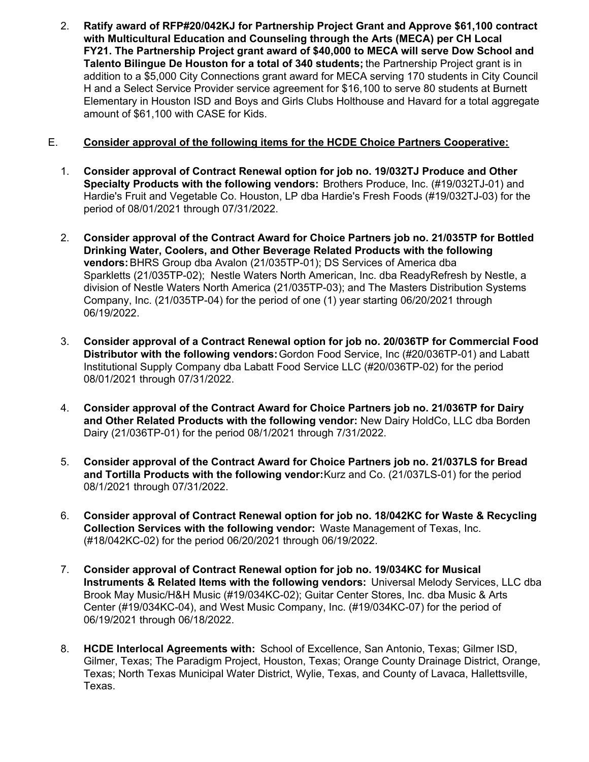2. **Ratify award of RFP#20/042KJ for Partnership Project Grant and Approve $61,100 contract with Multicultural Education and Counseling through the Arts (MECA) per CH Local FY21. The Partnership Project grant award of $40,000 to MECA will serve Dow School and Talento Bilingue De Houston for a total of 340 students;** the Partnership Project grant is in addition to a $5,000 City Connections grant award for MECA serving 170 students in City Council H and a Select Service Provider service agreement for $16,100 to serve 80 students at Burnett Elementary in Houston ISD and Boys and Girls Clubs Holthouse and Havard for a total aggregate amount of $61,100 with CASE for Kids.

E. **Consider approval of the following items for the HCDE Choice Partners Cooperative:**

1. **Consider approval of Contract Renewal option for job no. 19/032TJ Produce and Other Specialty Products with the following vendors:** Brothers Produce, Inc. (#19/032TJ-01) and Hardie's Fruit and Vegetable Co. Houston, LP dba Hardie's Fresh Foods (#19/032TJ-03) for the period of 08/01/2021 through 07/31/2022.

2. **Consider approval of the Contract Award for Choice Partners job no. 21/035TP for Bottled Drinking Water, Coolers, and Other Beverage Related Products with the following vendors:** BHRS Group dba Avalon (21/035TP-01); DS Services of America dba Sparkletts (21/035TP-02); Nestle Waters North American, Inc. dba ReadyRefresh by Nestle, a division of Nestle Waters North America (21/035TP-03); and The Masters Distribution Systems Company, Inc. (21/035TP-04) for the period of one (1) year starting 06/20/2021 through 06/19/2022.

3. **Consider approval of a Contract Renewal option for job no. 20/036TP for Commercial Food Distributor with the following vendors:** Gordon Food Service, Inc (#20/036TP-01) and Labatt Institutional Supply Company dba Labatt Food Service LLC (#20/036TP-02) for the period 08/01/2021 through 07/31/2022.

4. **Consider approval of the Contract Award for Choice Partners job no. 21/036TP for Dairy and Other Related Products with the following vendor:** New Dairy HoldCo, LLC dba Borden Dairy (21/036TP-01) for the period 08/1/2021 through 7/31/2022.

5. **Consider approval of the Contract Award for Choice Partners job no. 21/037LS for Bread and Tortilla Products with the following vendor:** Kurz and Co. (21/037LS-01) for the period 08/1/2021 through 07/31/2022.

6. **Consider approval of Contract Renewal option for job no. 18/042KC for Waste & Recycling Collection Services with the following vendor:** Waste Management of Texas, Inc. (#18/042KC-02) for the period 06/20/2021 through 06/19/2022.

7. **Consider approval of Contract Renewal option for job no. 19/034KC for Musical Instruments & Related Items with the following vendors:** Universal Melody Services, LLC dba Brook May Music/H&H Music (#19/034KC-02); Guitar Center Stores, Inc. dba Music & Arts Center (#19/034KC-04), and West Music Company, Inc. (#19/034KC-07) for the period of 06/19/2021 through 06/18/2022.

8. **HCDE Interlocal Agreements with:** School of Excellence, San Antonio, Texas; Gilmer ISD, Gilmer, Texas; The Paradigm Project, Houston, Texas; Orange County Drainage District, Orange, Texas; North Texas Municipal Water District, Wylie, Texas, and County of Lavaca, Hallettsville, Texas.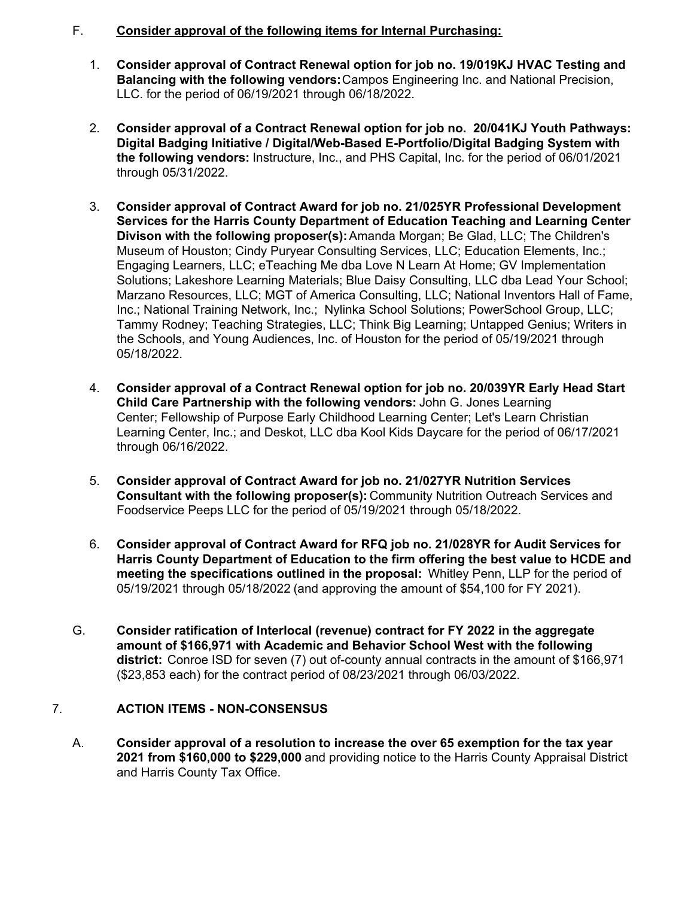F. **Consider approval of the following items for Internal Purchasing:**

1. **Consider approval of Contract Renewal option for job no. 19/019KJ HVAC Testing and Balancing with the following vendors:** Campos Engineering Inc. and National Precision, LLC. for the period of 06/19/2021 through 06/18/2022.

2. **Consider approval of a Contract Renewal option for job no. 20/041KJ Youth Pathways: Digital Badging Initiative / Digital/Web-Based E-Portfolio/Digital Badging System with the following vendors:** Instructure, Inc., and PHS Capital, Inc. for the period of 06/01/2021 through 05/31/2022.

3. **Consider approval of Contract Award for job no. 21/025YR Professional Development Services for the Harris County Department of Education Teaching and Learning Center Divison with the following proposer(s):** Amanda Morgan; Be Glad, LLC; The Children's Museum of Houston; Cindy Puryear Consulting Services, LLC; Education Elements, Inc.; Engaging Learners, LLC; eTeaching Me dba Love N Learn At Home; GV Implementation Solutions; Lakeshore Learning Materials; Blue Daisy Consulting, LLC dba Lead Your School; Marzano Resources, LLC; MGT of America Consulting, LLC; National Inventors Hall of Fame, Inc.; National Training Network, Inc.; Nylinka School Solutions; PowerSchool Group, LLC; Tammy Rodney; Teaching Strategies, LLC; Think Big Learning; Untapped Genius; Writers in the Schools, and Young Audiences, Inc. of Houston for the period of 05/19/2021 through 05/18/2022.

4. **Consider approval of a Contract Renewal option for job no. 20/039YR Early Head Start Child Care Partnership with the following vendors:** John G. Jones Learning Center; Fellowship of Purpose Early Childhood Learning Center; Let's Learn Christian Learning Center, Inc.; and Deskot, LLC dba Kool Kids Daycare for the period of 06/17/2021 through 06/16/2022.

5. **Consider approval of Contract Award for job no. 21/027YR Nutrition Services Consultant with the following proposer(s):** Community Nutrition Outreach Services and Foodservice Peeps LLC for the period of 05/19/2021 through 05/18/2022.

6. **Consider approval of Contract Award for RFQ job no. 21/028YR for Audit Services for Harris County Department of Education to the firm offering the best value to HCDE and meeting the specifications outlined in the proposal:** Whitley Penn, LLP for the period of 05/19/2021 through 05/18/2022 (and approving the amount of $54,100 for FY 2021).

G. **Consider ratification of Interlocal (revenue) contract for FY 2022 in the aggregate amount of $166,971 with Academic and Behavior School West with the following district:** Conroe ISD for seven (7) out of-county annual contracts in the amount of $166,971 ($23,853 each) for the contract period of 08/23/2021 through 06/03/2022.

7. **ACTION ITEMS - NON-CONSENSUS**

A. **Consider approval of a resolution to increase the over 65 exemption for the tax year 2021 from $160,000 to $229,000** and providing notice to the Harris County Appraisal District and Harris County Tax Office.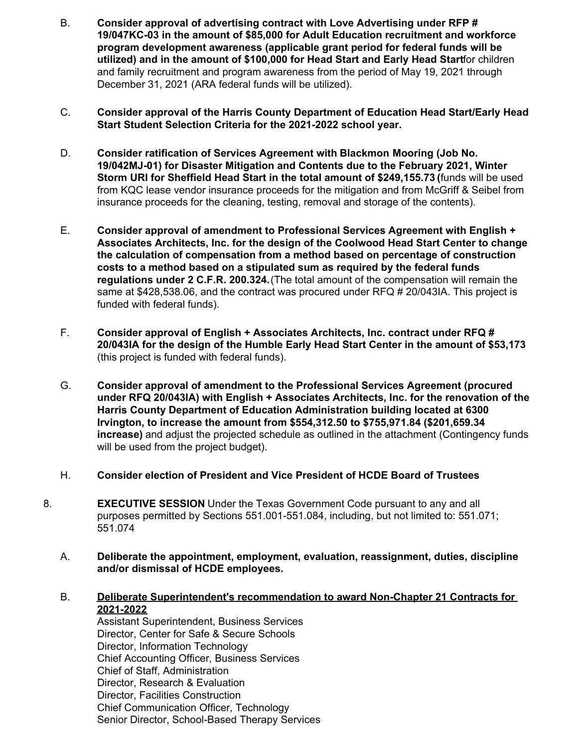B. **Consider approval of advertising contract with Love Advertising under RFP # 19/047KC-03 in the amount of $85,000 for Adult Education recruitment and workforce program development awareness (applicable grant period for federal funds will be utilized) and in the amount of $100,000 for Head Start and Early Head Start** for children and family recruitment and program awareness from the period of May 19, 2021 through December 31, 2021 (ARA federal funds will be utilized).

C. **Consider approval of the Harris County Department of Education Head Start/Early Head Start Student Selection Criteria for the 2021-2022 school year.**

D. **Consider ratification of Services Agreement with Blackmon Mooring (Job No. 19/042MJ-01) for Disaster Mitigation and Contents due to the February 2021, Winter Storm URI for Sheffield Head Start in the total amount of $249,155.73 (**funds will be used from KQC lease vendor insurance proceeds for the mitigation and from McGriff & Seibel from insurance proceeds for the cleaning, testing, removal and storage of the contents).

E. **Consider approval of amendment to Professional Services Agreement with English + Associates Architects, Inc. for the design of the Coolwood Head Start Center to change the calculation of compensation from a method based on percentage of construction costs to a method based on a stipulated sum as required by the federal funds regulations under 2 C.F.R. 200.324.** (The total amount of the compensation will remain the same at $428,538.06, and the contract was procured under RFQ # 20/043IA. This project is funded with federal funds).

F. **Consider approval of English + Associates Architects, Inc. contract under RFQ # 20/043IA for the design of the Humble Early Head Start Center in the amount of $53,173** (this project is funded with federal funds).

G. **Consider approval of amendment to the Professional Services Agreement (procured under RFQ 20/043IA) with English + Associates Architects, Inc. for the renovation of the Harris County Department of Education Administration building located at 6300 Irvington, to increase the amount from $554,312.50 to $755,971.84 ($201,659.34 increase)** and adjust the projected schedule as outlined in the attachment (Contingency funds will be used from the project budget).

H. **Consider election of President and Vice President of HCDE Board of Trustees**

8. **EXECUTIVE SESSION** Under the Texas Government Code pursuant to any and all purposes permitted by Sections 551.001-551.084, including, but not limited to: 551.071; 551.074

A. **Deliberate the appointment, employment, evaluation, reassignment, duties, discipline and/or dismissal of HCDE employees.**

B. **<u>Deliberate Superintendent's recommendation to award Non-Chapter 21 Contracts for 2021-2022</u>**
Assistant Superintendent, Business Services
Director, Center for Safe & Secure Schools
Director, Information Technology
Chief Accounting Officer, Business Services
Chief of Staff, Administration
Director, Research & Evaluation
Director, Facilities Construction
Chief Communication Officer, Technology
Senior Director, School-Based Therapy Services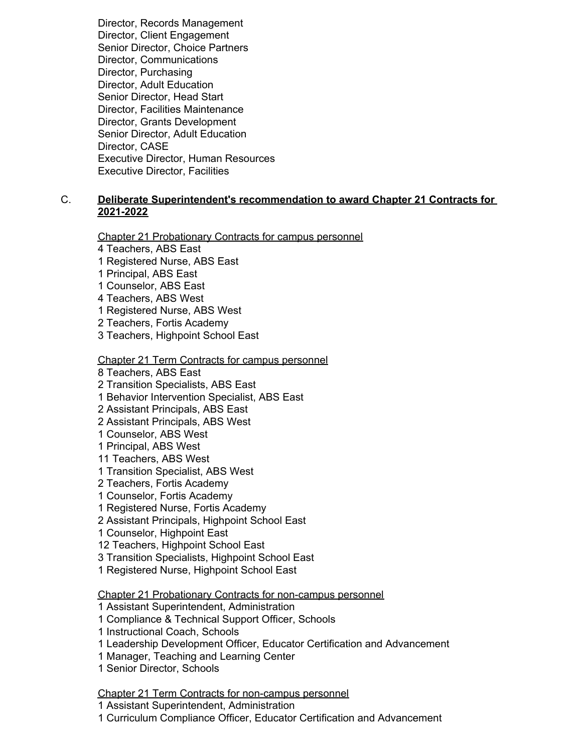Director, Records Management
Director, Client Engagement
Senior Director, Choice Partners
Director, Communications
Director, Purchasing
Director, Adult Education
Senior Director, Head Start
Director, Facilities Maintenance
Director, Grants Development
Senior Director, Adult Education
Director, CASE
Executive Director, Human Resources
Executive Director, Facilities

C. **Deliberate Superintendent's recommendation to award Chapter 21 Contracts for 2021-2022**

Chapter 21 Probationary Contracts for campus personnel
4 Teachers, ABS East
1 Registered Nurse, ABS East
1 Principal, ABS East
1 Counselor, ABS East
4 Teachers, ABS West
1 Registered Nurse, ABS West
2 Teachers, Fortis Academy
3 Teachers, Highpoint School East

Chapter 21 Term Contracts for campus personnel
8 Teachers, ABS East
2 Transition Specialists, ABS East
1 Behavior Intervention Specialist, ABS East
2 Assistant Principals, ABS East
2 Assistant Principals, ABS West
1 Counselor, ABS West
1 Principal, ABS West
11 Teachers, ABS West
1 Transition Specialist, ABS West
2 Teachers, Fortis Academy
1 Counselor, Fortis Academy
1 Registered Nurse, Fortis Academy
2 Assistant Principals, Highpoint School East
1 Counselor, Highpoint East
12 Teachers, Highpoint School East
3 Transition Specialists, Highpoint School East
1 Registered Nurse, Highpoint School East

Chapter 21 Probationary Contracts for non-campus personnel
1 Assistant Superintendent, Administration
1 Compliance & Technical Support Officer, Schools
1 Instructional Coach, Schools
1 Leadership Development Officer, Educator Certification and Advancement
1 Manager, Teaching and Learning Center
1 Senior Director, Schools

Chapter 21 Term Contracts for non-campus personnel
1 Assistant Superintendent, Administration
1 Curriculum Compliance Officer, Educator Certification and Advancement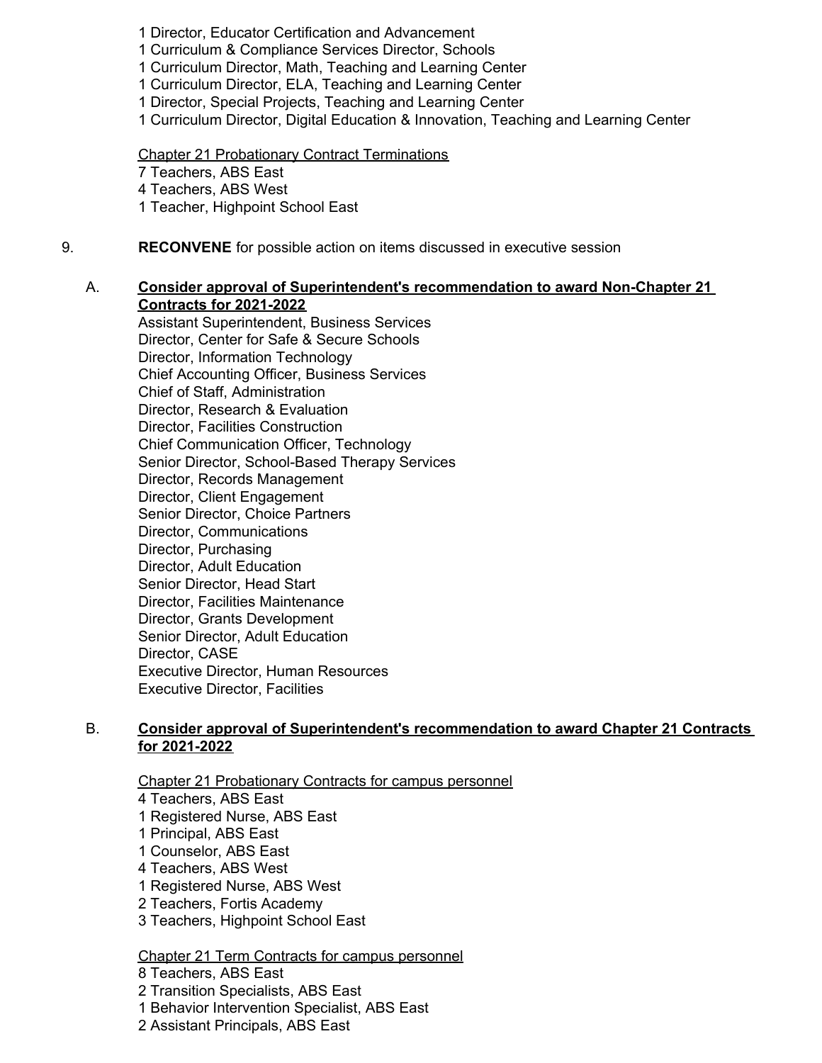1 Director, Educator Certification and Advancement
1 Curriculum & Compliance Services Director, Schools
1 Curriculum Director, Math, Teaching and Learning Center
1 Curriculum Director, ELA, Teaching and Learning Center
1 Director, Special Projects, Teaching and Learning Center
1 Curriculum Director, Digital Education & Innovation, Teaching and Learning Center

<u>Chapter 21 Probationary Contract Terminations</u>
7 Teachers, ABS East
4 Teachers, ABS West
1 Teacher, Highpoint School East

9. **RECONVENE** for possible action on items discussed in executive session

A. **<u>Consider approval of Superintendent's recommendation to award Non-Chapter 21 Contracts for 2021-2022</u>**

Assistant Superintendent, Business Services
Director, Center for Safe & Secure Schools
Director, Information Technology
Chief Accounting Officer, Business Services
Chief of Staff, Administration
Director, Research & Evaluation
Director, Facilities Construction
Chief Communication Officer, Technology
Senior Director, School-Based Therapy Services
Director, Records Management
Director, Client Engagement
Senior Director, Choice Partners
Director, Communications
Director, Purchasing
Director, Adult Education
Senior Director, Head Start
Director, Facilities Maintenance
Director, Grants Development
Senior Director, Adult Education
Director, CASE
Executive Director, Human Resources
Executive Director, Facilities

B. **<u>Consider approval of Superintendent's recommendation to award Chapter 21 Contracts for 2021-2022</u>**

<u>Chapter 21 Probationary Contracts for campus personnel</u>
4 Teachers, ABS East
1 Registered Nurse, ABS East
1 Principal, ABS East
1 Counselor, ABS East
4 Teachers, ABS West
1 Registered Nurse, ABS West
2 Teachers, Fortis Academy
3 Teachers, Highpoint School East

<u>Chapter 21 Term Contracts for campus personnel</u>
8 Teachers, ABS East
2 Transition Specialists, ABS East
1 Behavior Intervention Specialist, ABS East
2 Assistant Principals, ABS East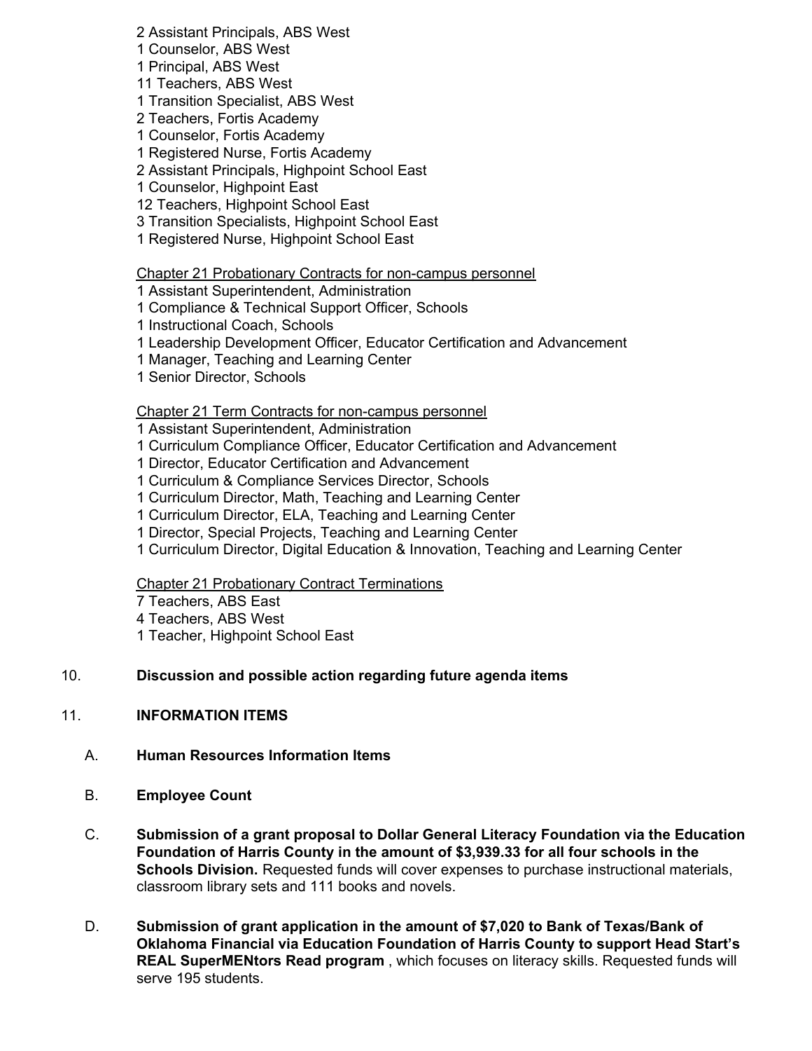2 Assistant Principals, ABS West
1 Counselor, ABS West
1 Principal, ABS West
11 Teachers, ABS West
1 Transition Specialist, ABS West
2 Teachers, Fortis Academy
1 Counselor, Fortis Academy
1 Registered Nurse, Fortis Academy
2 Assistant Principals, Highpoint School East
1 Counselor, Highpoint East
12 Teachers, Highpoint School East
3 Transition Specialists, Highpoint School East
1 Registered Nurse, Highpoint School East

<u>Chapter 21 Probationary Contracts for non-campus personnel</u>
1 Assistant Superintendent, Administration
1 Compliance & Technical Support Officer, Schools
1 Instructional Coach, Schools
1 Leadership Development Officer, Educator Certification and Advancement
1 Manager, Teaching and Learning Center
1 Senior Director, Schools

<u>Chapter 21 Term Contracts for non-campus personnel</u>
1 Assistant Superintendent, Administration
1 Curriculum Compliance Officer, Educator Certification and Advancement
1 Director, Educator Certification and Advancement
1 Curriculum & Compliance Services Director, Schools
1 Curriculum Director, Math, Teaching and Learning Center
1 Curriculum Director, ELA, Teaching and Learning Center
1 Director, Special Projects, Teaching and Learning Center
1 Curriculum Director, Digital Education & Innovation, Teaching and Learning Center

<u>Chapter 21 Probationary Contract Terminations</u>
7 Teachers, ABS East
4 Teachers, ABS West
1 Teacher, Highpoint School East

10. **Discussion and possible action regarding future agenda items**

11. **INFORMATION ITEMS**

A. **Human Resources Information Items**

B. **Employee Count**

C. **Submission of a grant proposal to Dollar General Literacy Foundation via the Education Foundation of Harris County in the amount of $3,939.33 for all four schools in the Schools Division.** Requested funds will cover expenses to purchase instructional materials, classroom library sets and 111 books and novels.

D. **Submission of grant application in the amount of $7,020 to Bank of Texas/Bank of Oklahoma Financial via Education Foundation of Harris County to support Head Start's REAL SuperMENtors Read program** , which focuses on literacy skills. Requested funds will serve 195 students.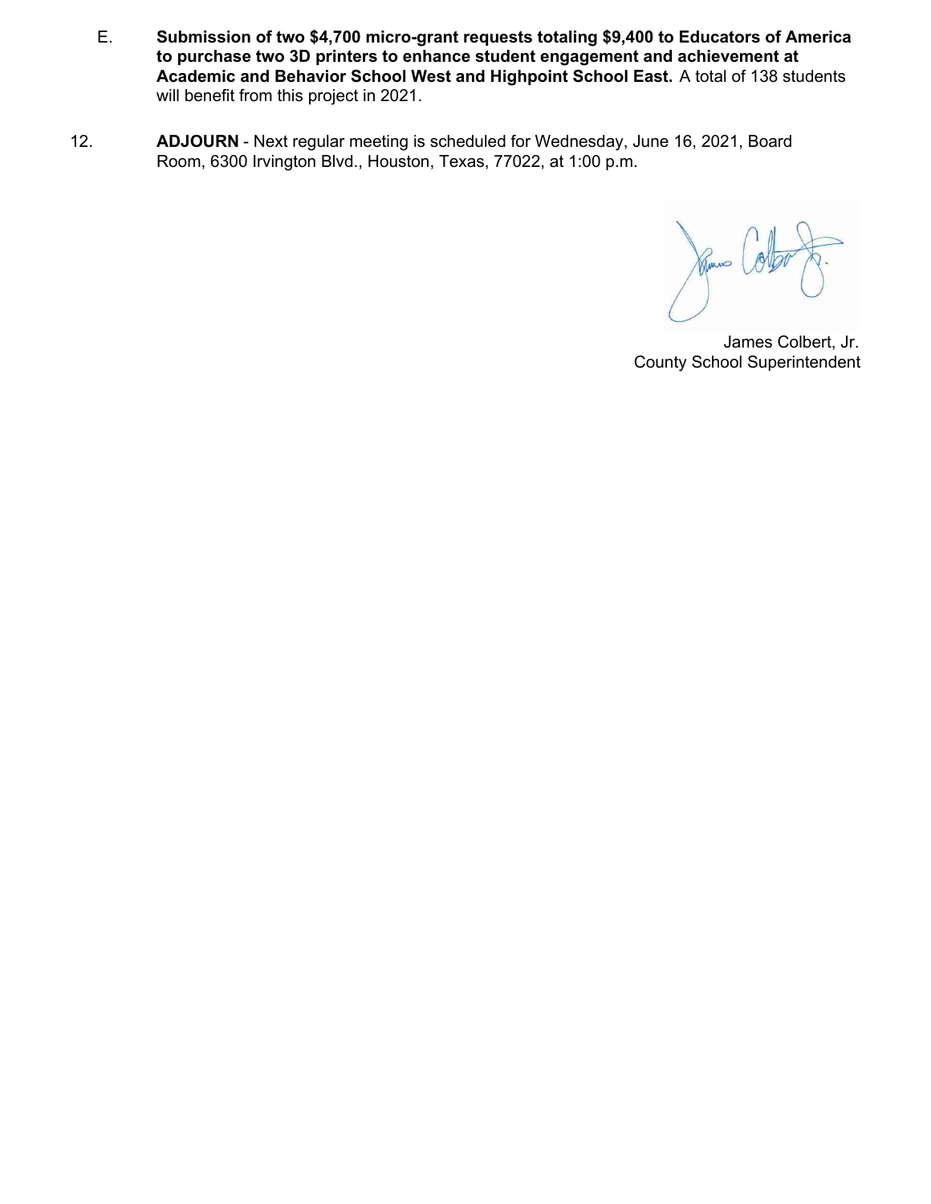E. **Submission of two $4,700 micro-grant requests totaling $9,400 to Educators of America to purchase two 3D printers to enhance student engagement and achievement at Academic and Behavior School West and Highpoint School East.** A total of 138 students will benefit from this project in 2021.

12. **ADJOURN** - Next regular meeting is scheduled for Wednesday, June 16, 2021, Board Room, 6300 Irvington Blvd., Houston, Texas, 77022, at 1:00 p.m.

James Colbert, Jr.
County School Superintendent